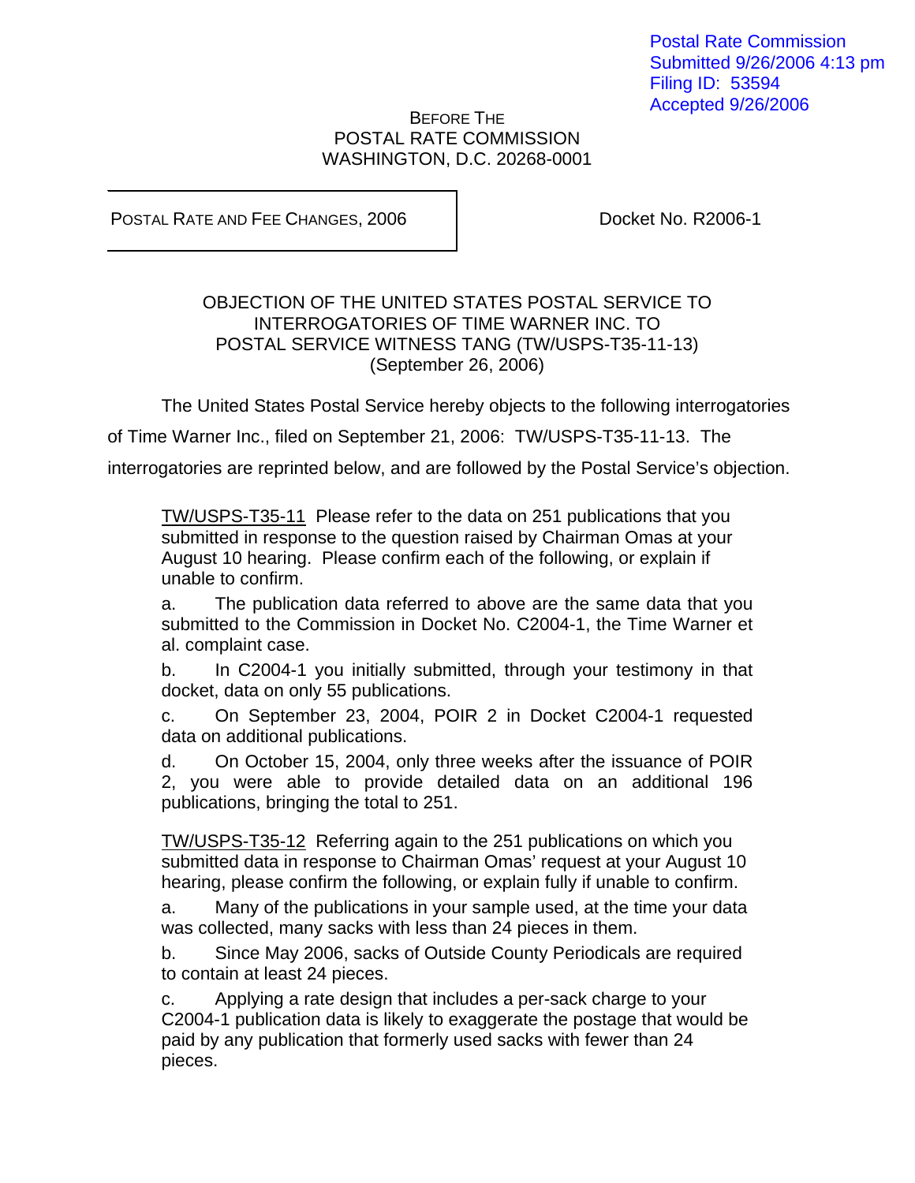Postal Rate Commission
Submitted 9/26/2006 4:13 pm
Filing ID: 53594
Accepted 9/26/2006

BEFORE THE
POSTAL RATE COMMISSION
WASHINGTON, D.C. 20268-0001

POSTAL RATE AND FEE CHANGES, 2006 — Docket No. R2006-1

OBJECTION OF THE UNITED STATES POSTAL SERVICE TO
INTERROGATORIES OF TIME WARNER INC. TO
POSTAL SERVICE WITNESS TANG (TW/USPS-T35-11-13)
(September 26, 2006)

The United States Postal Service hereby objects to the following interrogatories of Time Warner Inc., filed on September 21, 2006: TW/USPS-T35-11-13. The interrogatories are reprinted below, and are followed by the Postal Service's objection.

> TW/USPS-T35-11 Please refer to the data on 251 publications that you submitted in response to the question raised by Chairman Omas at your August 10 hearing. Please confirm each of the following, or explain if unable to confirm.
>
> a. The publication data referred to above are the same data that you submitted to the Commission in Docket No. C2004-1, the Time Warner et al. complaint case.
>
> b. In C2004-1 you initially submitted, through your testimony in that docket, data on only 55 publications.
>
> c. On September 23, 2004, POIR 2 in Docket C2004-1 requested data on additional publications.
>
> d. On October 15, 2004, only three weeks after the issuance of POIR 2, you were able to provide detailed data on an additional 196 publications, bringing the total to 251.
>
> TW/USPS-T35-12 Referring again to the 251 publications on which you submitted data in response to Chairman Omas' request at your August 10 hearing, please confirm the following, or explain fully if unable to confirm.
>
> a. Many of the publications in your sample used, at the time your data was collected, many sacks with less than 24 pieces in them.
>
> b. Since May 2006, sacks of Outside County Periodicals are required to contain at least 24 pieces.
>
> c. Applying a rate design that includes a per-sack charge to your C2004-1 publication data is likely to exaggerate the postage that would be paid by any publication that formerly used sacks with fewer than 24 pieces.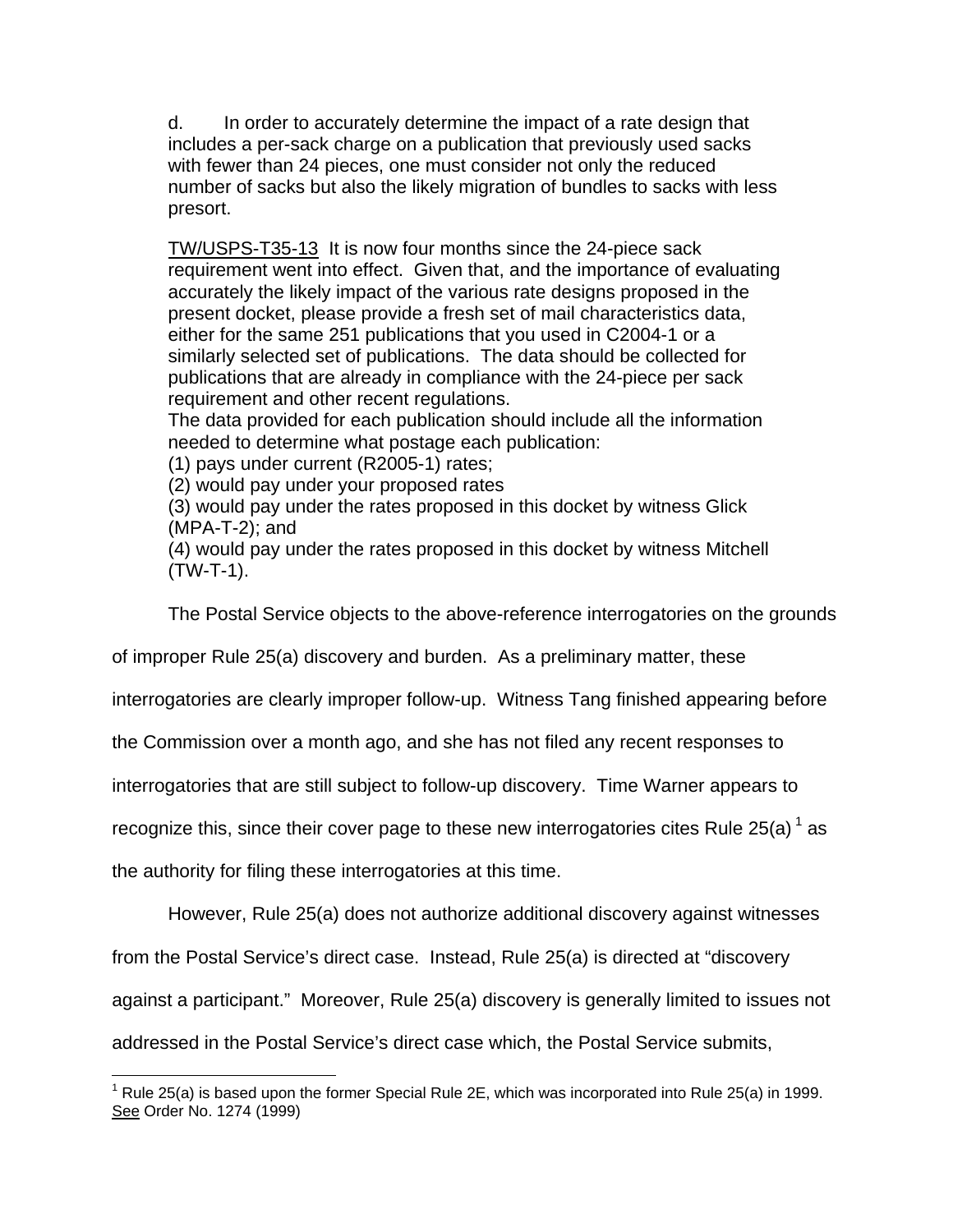d. In order to accurately determine the impact of a rate design that includes a per-sack charge on a publication that previously used sacks with fewer than 24 pieces, one must consider not only the reduced number of sacks but also the likely migration of bundles to sacks with less presort.

TW/USPS-T35-13 It is now four months since the 24-piece sack requirement went into effect. Given that, and the importance of evaluating accurately the likely impact of the various rate designs proposed in the present docket, please provide a fresh set of mail characteristics data, either for the same 251 publications that you used in C2004-1 or a similarly selected set of publications. The data should be collected for publications that are already in compliance with the 24-piece per sack requirement and other recent regulations.

The data provided for each publication should include all the information needed to determine what postage each publication:

(1) pays under current (R2005-1) rates;

(2) would pay under your proposed rates

(3) would pay under the rates proposed in this docket by witness Glick (MPA-T-2); and

(4) would pay under the rates proposed in this docket by witness Mitchell (TW-T-1).

The Postal Service objects to the above-reference interrogatories on the grounds of improper Rule 25(a) discovery and burden. As a preliminary matter, these interrogatories are clearly improper follow-up. Witness Tang finished appearing before the Commission over a month ago, and she has not filed any recent responses to interrogatories that are still subject to follow-up discovery. Time Warner appears to recognize this, since their cover page to these new interrogatories cites Rule 25(a) [1] as the authority for filing these interrogatories at this time.

However, Rule 25(a) does not authorize additional discovery against witnesses from the Postal Service's direct case. Instead, Rule 25(a) is directed at "discovery against a participant." Moreover, Rule 25(a) discovery is generally limited to issues not addressed in the Postal Service's direct case which, the Postal Service submits,

---

[1] Rule 25(a) is based upon the former Special Rule 2E, which was incorporated into Rule 25(a) in 1999. See Order No. 1274 (1999)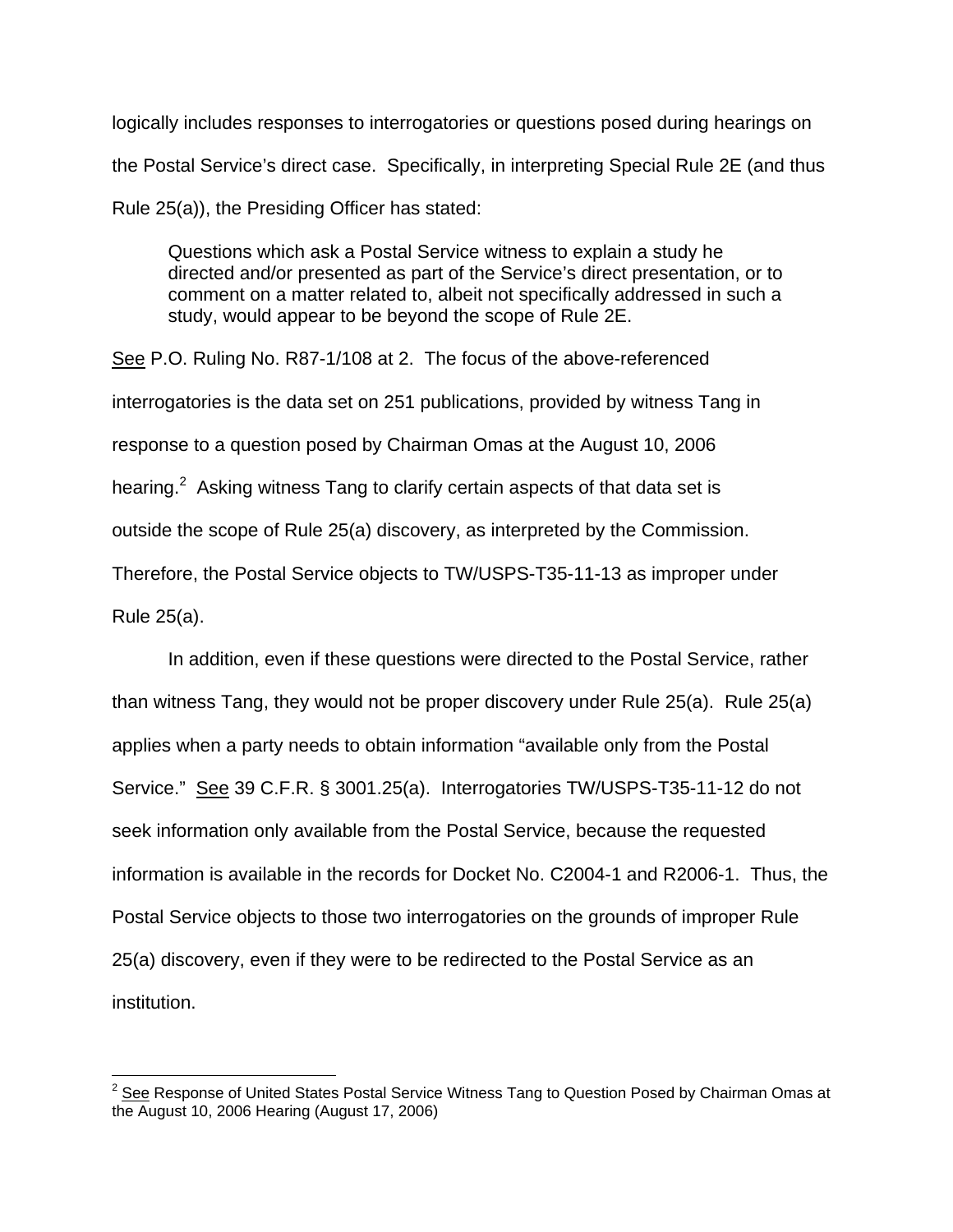logically includes responses to interrogatories or questions posed during hearings on the Postal Service's direct case. Specifically, in interpreting Special Rule 2E (and thus Rule 25(a)), the Presiding Officer has stated:

> Questions which ask a Postal Service witness to explain a study he directed and/or presented as part of the Service's direct presentation, or to comment on a matter related to, albeit not specifically addressed in such a study, would appear to be beyond the scope of Rule 2E.

See P.O. Ruling No. R87-1/108 at 2. The focus of the above-referenced interrogatories is the data set on 251 publications, provided by witness Tang in response to a question posed by Chairman Omas at the August 10, 2006 hearing.[2] Asking witness Tang to clarify certain aspects of that data set is outside the scope of Rule 25(a) discovery, as interpreted by the Commission. Therefore, the Postal Service objects to TW/USPS-T35-11-13 as improper under Rule 25(a).

In addition, even if these questions were directed to the Postal Service, rather than witness Tang, they would not be proper discovery under Rule 25(a). Rule 25(a) applies when a party needs to obtain information "available only from the Postal Service." See 39 C.F.R. § 3001.25(a). Interrogatories TW/USPS-T35-11-12 do not seek information only available from the Postal Service, because the requested information is available in the records for Docket No. C2004-1 and R2006-1. Thus, the Postal Service objects to those two interrogatories on the grounds of improper Rule 25(a) discovery, even if they were to be redirected to the Postal Service as an institution.

---

[2] See Response of United States Postal Service Witness Tang to Question Posed by Chairman Omas at the August 10, 2006 Hearing (August 17, 2006)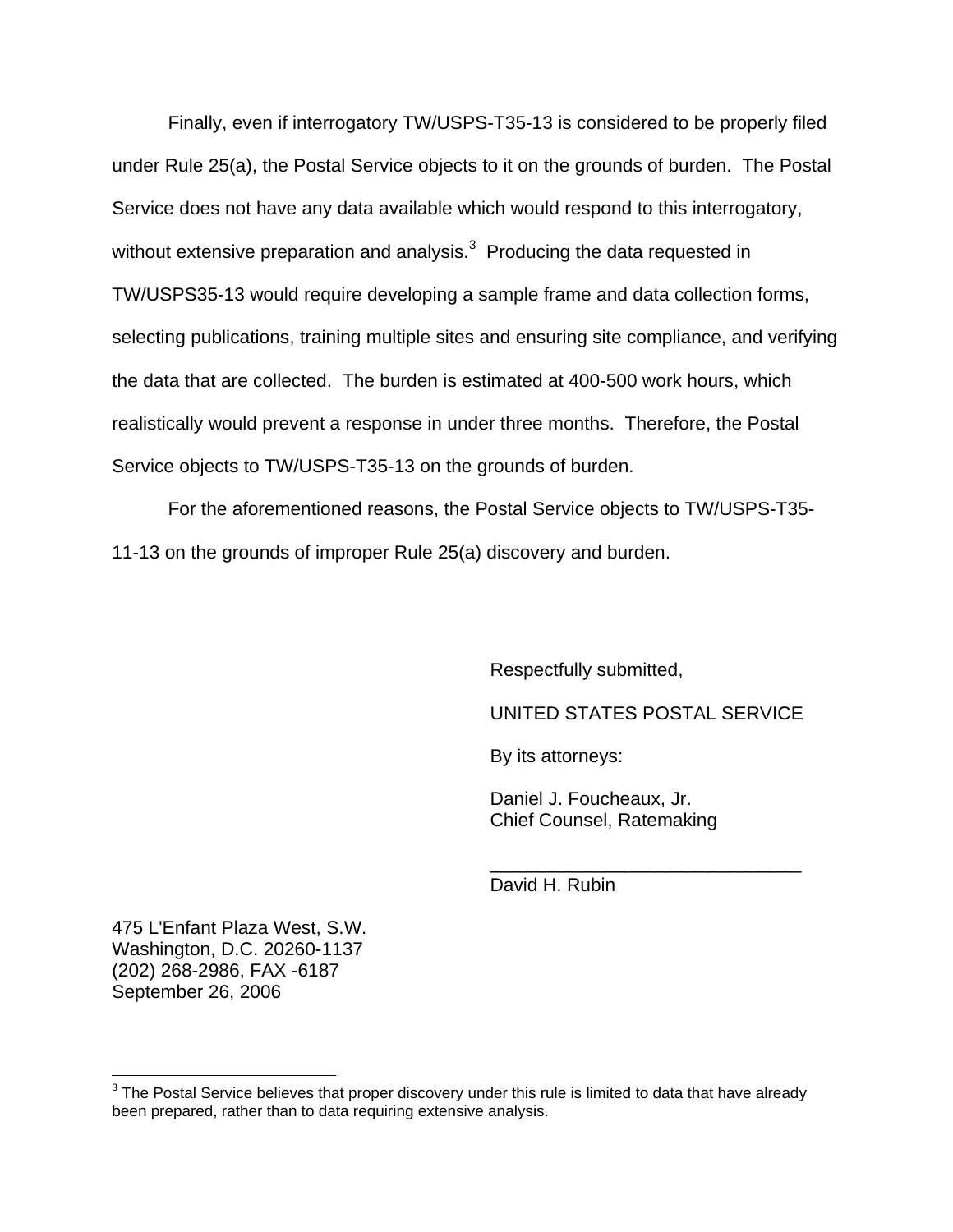Finally, even if interrogatory TW/USPS-T35-13 is considered to be properly filed under Rule 25(a), the Postal Service objects to it on the grounds of burden. The Postal Service does not have any data available which would respond to this interrogatory, without extensive preparation and analysis.[3] Producing the data requested in TW/USPS35-13 would require developing a sample frame and data collection forms, selecting publications, training multiple sites and ensuring site compliance, and verifying the data that are collected. The burden is estimated at 400-500 work hours, which realistically would prevent a response in under three months. Therefore, the Postal Service objects to TW/USPS-T35-13 on the grounds of burden.

For the aforementioned reasons, the Postal Service objects to TW/USPS-T35-11-13 on the grounds of improper Rule 25(a) discovery and burden.

Respectfully submitted,

UNITED STATES POSTAL SERVICE

By its attorneys:

Daniel J. Foucheaux, Jr.
Chief Counsel, Ratemaking

______________________________
David H. Rubin

475 L'Enfant Plaza West, S.W.
Washington, D.C. 20260-1137
(202) 268-2986, FAX -6187
September 26, 2006

[3] The Postal Service believes that proper discovery under this rule is limited to data that have already been prepared, rather than to data requiring extensive analysis.